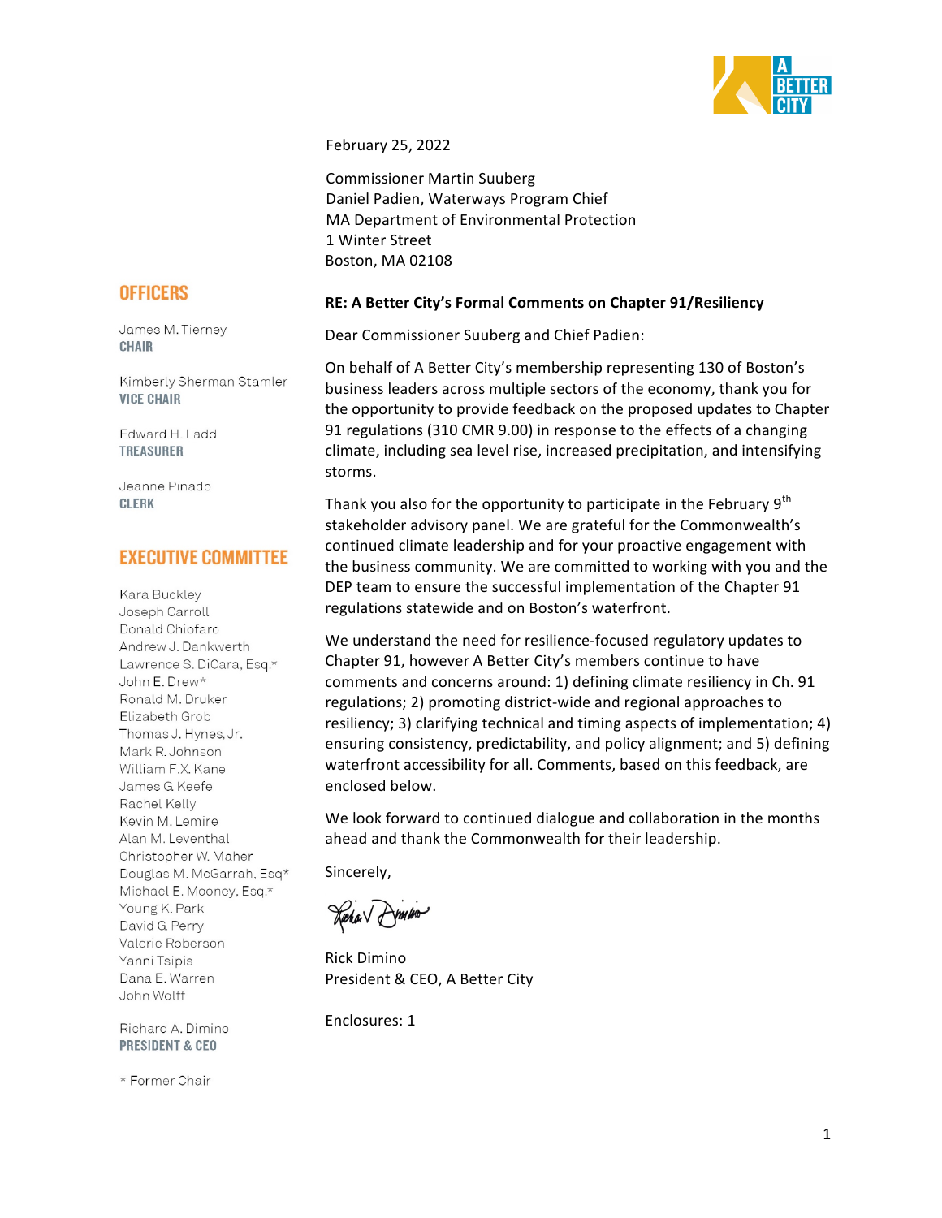A BETTER CITY

February 25, 2022

Commissioner Martin Suuberg
Daniel Padien, Waterways Program Chief
MA Department of Environmental Protection
1 Winter Street
Boston, MA 02108

**RE: A Better City's Formal Comments on Chapter 91/Resiliency**

Dear Commissioner Suuberg and Chief Padien:

On behalf of A Better City's membership representing 130 of Boston's business leaders across multiple sectors of the economy, thank you for the opportunity to provide feedback on the proposed updates to Chapter 91 regulations (310 CMR 9.00) in response to the effects of a changing climate, including sea level rise, increased precipitation, and intensifying storms.

Thank you also for the opportunity to participate in the February 9th stakeholder advisory panel. We are grateful for the Commonwealth's continued climate leadership and for your proactive engagement with the business community. We are committed to working with you and the DEP team to ensure the successful implementation of the Chapter 91 regulations statewide and on Boston's waterfront.

We understand the need for resilience-focused regulatory updates to Chapter 91, however A Better City's members continue to have comments and concerns around: 1) defining climate resiliency in Ch. 91 regulations; 2) promoting district-wide and regional approaches to resiliency; 3) clarifying technical and timing aspects of implementation; 4) ensuring consistency, predictability, and policy alignment; and 5) defining waterfront accessibility for all. Comments, based on this feedback, are enclosed below.

We look forward to continued dialogue and collaboration in the months ahead and thank the Commonwealth for their leadership.

Sincerely,

Rick Dimino
President & CEO, A Better City

Enclosures: 1

## OFFICERS

James M. Tierney
**CHAIR**

Kimberly Sherman Stamler
**VICE CHAIR**

Edward H. Ladd
**TREASURER**

Jeanne Pinado
**CLERK**

## EXECUTIVE COMMITTEE

Kara Buckley
Joseph Carroll
Donald Chiofaro
Andrew J. Dankwerth
Lawrence S. DiCara, Esq.*
John E. Drew*
Ronald M. Druker
Elizabeth Grob
Thomas J. Hynes, Jr.
Mark R. Johnson
William F.X. Kane
James G. Keefe
Rachel Kelly
Kevin M. Lemire
Alan M. Leventhal
Christopher W. Maher
Douglas M. McGarrah, Esq*
Michael E. Mooney, Esq.*
Young K. Park
David G. Perry
Valerie Roberson
Yanni Tsipis
Dana E. Warren
John Wolff

Richard A. Dimino
**PRESIDENT & CEO**

\* Former Chair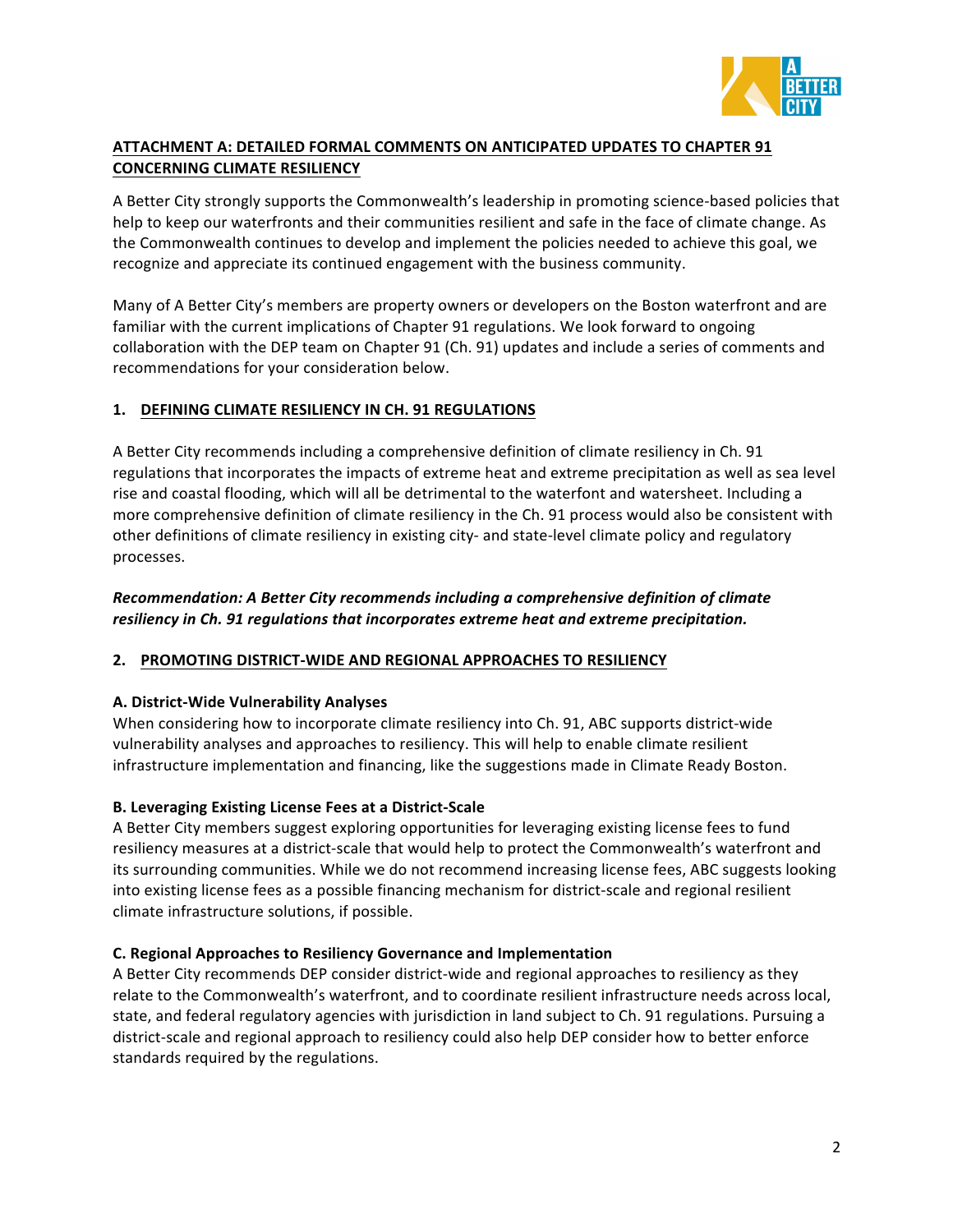## ATTACHMENT A: DETAILED FORMAL COMMENTS ON ANTICIPATED UPDATES TO CHAPTER 91 CONCERNING CLIMATE RESILIENCY

A Better City strongly supports the Commonwealth's leadership in promoting science-based policies that help to keep our waterfronts and their communities resilient and safe in the face of climate change. As the Commonwealth continues to develop and implement the policies needed to achieve this goal, we recognize and appreciate its continued engagement with the business community.

Many of A Better City's members are property owners or developers on the Boston waterfront and are familiar with the current implications of Chapter 91 regulations. We look forward to ongoing collaboration with the DEP team on Chapter 91 (Ch. 91) updates and include a series of comments and recommendations for your consideration below.

### 1. DEFINING CLIMATE RESILIENCY IN CH. 91 REGULATIONS

A Better City recommends including a comprehensive definition of climate resiliency in Ch. 91 regulations that incorporates the impacts of extreme heat and extreme precipitation as well as sea level rise and coastal flooding, which will all be detrimental to the waterfont and watersheet. Including a more comprehensive definition of climate resiliency in the Ch. 91 process would also be consistent with other definitions of climate resiliency in existing city- and state-level climate policy and regulatory processes.

***Recommendation: A Better City recommends including a comprehensive definition of climate resiliency in Ch. 91 regulations that incorporates extreme heat and extreme precipitation.***

### 2. PROMOTING DISTRICT-WIDE AND REGIONAL APPROACHES TO RESILIENCY

**A. District-Wide Vulnerability Analyses**

When considering how to incorporate climate resiliency into Ch. 91, ABC supports district-wide vulnerability analyses and approaches to resiliency. This will help to enable climate resilient infrastructure implementation and financing, like the suggestions made in Climate Ready Boston.

**B. Leveraging Existing License Fees at a District-Scale**

A Better City members suggest exploring opportunities for leveraging existing license fees to fund resiliency measures at a district-scale that would help to protect the Commonwealth's waterfront and its surrounding communities. While we do not recommend increasing license fees, ABC suggests looking into existing license fees as a possible financing mechanism for district-scale and regional resilient climate infrastructure solutions, if possible.

**C. Regional Approaches to Resiliency Governance and Implementation**

A Better City recommends DEP consider district-wide and regional approaches to resiliency as they relate to the Commonwealth's waterfront, and to coordinate resilient infrastructure needs across local, state, and federal regulatory agencies with jurisdiction in land subject to Ch. 91 regulations. Pursuing a district-scale and regional approach to resiliency could also help DEP consider how to better enforce standards required by the regulations.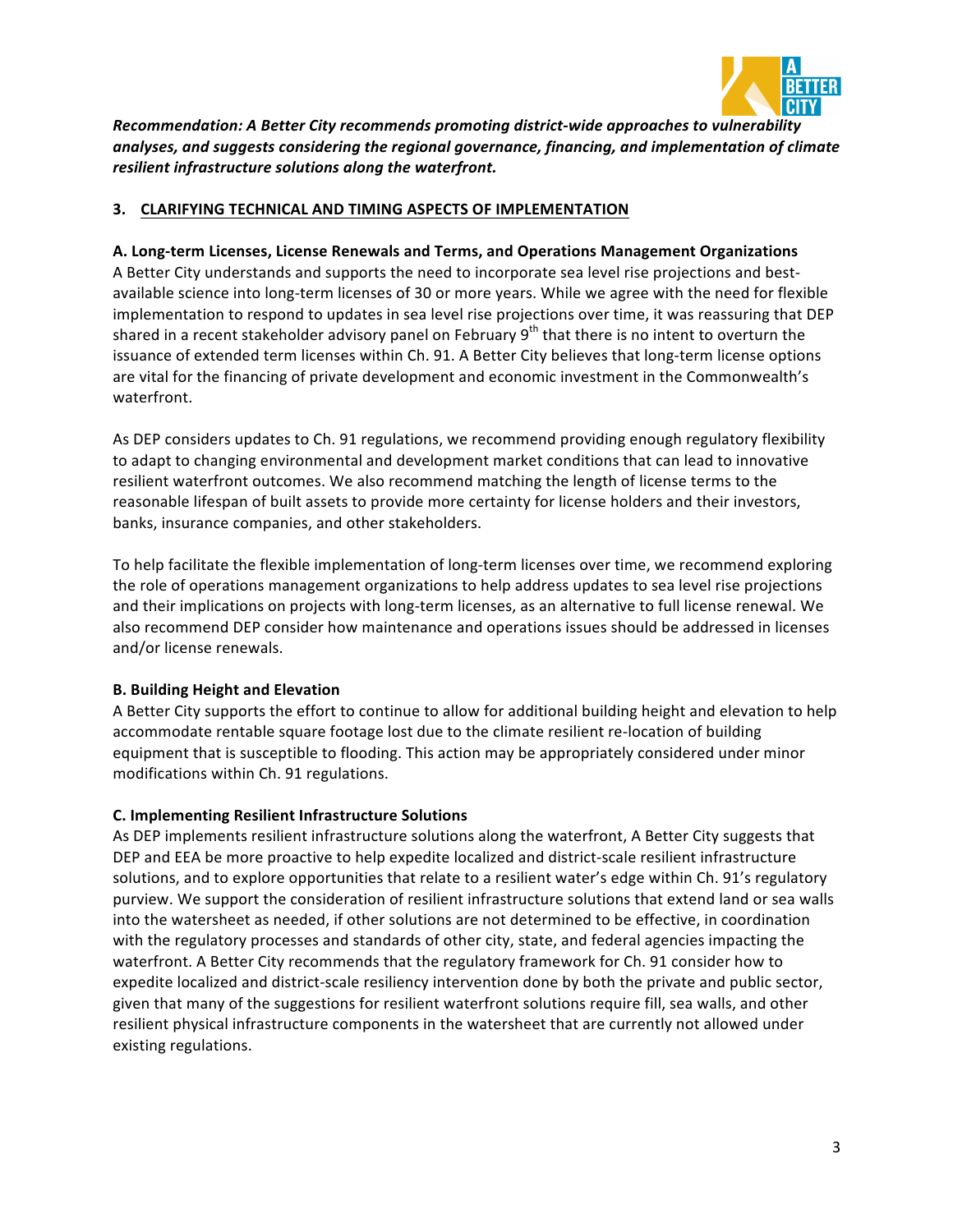***Recommendation: A Better City recommends promoting district-wide approaches to vulnerability analyses, and suggests considering the regional governance, financing, and implementation of climate resilient infrastructure solutions along the waterfront.***

## 3. <u>CLARIFYING TECHNICAL AND TIMING ASPECTS OF IMPLEMENTATION</u>

### A. Long-term Licenses, License Renewals and Terms, and Operations Management Organizations

A Better City understands and supports the need to incorporate sea level rise projections and best-available science into long-term licenses of 30 or more years. While we agree with the need for flexible implementation to respond to updates in sea level rise projections over time, it was reassuring that DEP shared in a recent stakeholder advisory panel on February 9th that there is no intent to overturn the issuance of extended term licenses within Ch. 91. A Better City believes that long-term license options are vital for the financing of private development and economic investment in the Commonwealth's waterfront.

As DEP considers updates to Ch. 91 regulations, we recommend providing enough regulatory flexibility to adapt to changing environmental and development market conditions that can lead to innovative resilient waterfront outcomes. We also recommend matching the length of license terms to the reasonable lifespan of built assets to provide more certainty for license holders and their investors, banks, insurance companies, and other stakeholders.

To help facilitate the flexible implementation of long-term licenses over time, we recommend exploring the role of operations management organizations to help address updates to sea level rise projections and their implications on projects with long-term licenses, as an alternative to full license renewal. We also recommend DEP consider how maintenance and operations issues should be addressed in licenses and/or license renewals.

### B. Building Height and Elevation

A Better City supports the effort to continue to allow for additional building height and elevation to help accommodate rentable square footage lost due to the climate resilient re-location of building equipment that is susceptible to flooding. This action may be appropriately considered under minor modifications within Ch. 91 regulations.

### C. Implementing Resilient Infrastructure Solutions

As DEP implements resilient infrastructure solutions along the waterfront, A Better City suggests that DEP and EEA be more proactive to help expedite localized and district-scale resilient infrastructure solutions, and to explore opportunities that relate to a resilient water's edge within Ch. 91's regulatory purview. We support the consideration of resilient infrastructure solutions that extend land or sea walls into the watersheet as needed, if other solutions are not determined to be effective, in coordination with the regulatory processes and standards of other city, state, and federal agencies impacting the waterfront. A Better City recommends that the regulatory framework for Ch. 91 consider how to expedite localized and district-scale resiliency intervention done by both the private and public sector, given that many of the suggestions for resilient waterfront solutions require fill, sea walls, and other resilient physical infrastructure components in the watersheet that are currently not allowed under existing regulations.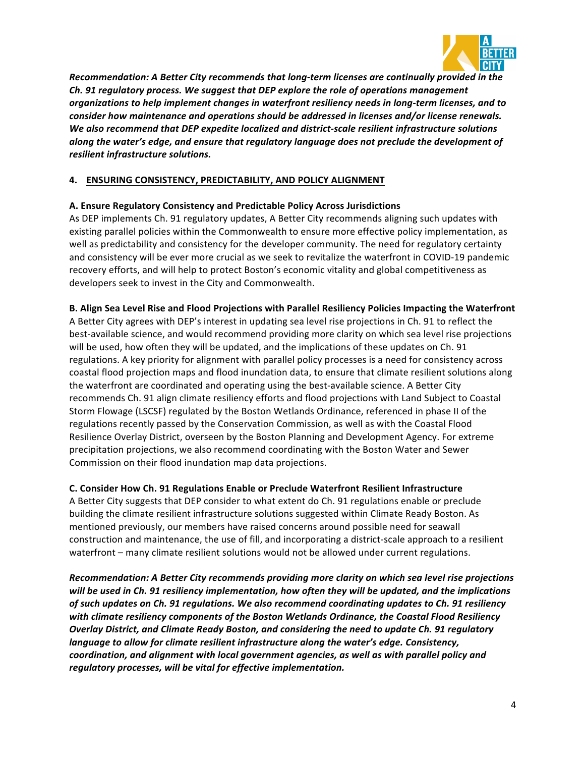***Recommendation: A Better City recommends that long-term licenses are continually provided in the Ch. 91 regulatory process. We suggest that DEP explore the role of operations management organizations to help implement changes in waterfront resiliency needs in long-term licenses, and to consider how maintenance and operations should be addressed in licenses and/or license renewals. We also recommend that DEP expedite localized and district-scale resilient infrastructure solutions along the water's edge, and ensure that regulatory language does not preclude the development of resilient infrastructure solutions.***

## 4. ENSURING CONSISTENCY, PREDICTABILITY, AND POLICY ALIGNMENT

### A. Ensure Regulatory Consistency and Predictable Policy Across Jurisdictions

As DEP implements Ch. 91 regulatory updates, A Better City recommends aligning such updates with existing parallel policies within the Commonwealth to ensure more effective policy implementation, as well as predictability and consistency for the developer community. The need for regulatory certainty and consistency will be ever more crucial as we seek to revitalize the waterfront in COVID-19 pandemic recovery efforts, and will help to protect Boston's economic vitality and global competitiveness as developers seek to invest in the City and Commonwealth.

### B. Align Sea Level Rise and Flood Projections with Parallel Resiliency Policies Impacting the Waterfront

A Better City agrees with DEP's interest in updating sea level rise projections in Ch. 91 to reflect the best-available science, and would recommend providing more clarity on which sea level rise projections will be used, how often they will be updated, and the implications of these updates on Ch. 91 regulations. A key priority for alignment with parallel policy processes is a need for consistency across coastal flood projection maps and flood inundation data, to ensure that climate resilient solutions along the waterfront are coordinated and operating using the best-available science. A Better City recommends Ch. 91 align climate resiliency efforts and flood projections with Land Subject to Coastal Storm Flowage (LSCSF) regulated by the Boston Wetlands Ordinance, referenced in phase II of the regulations recently passed by the Conservation Commission, as well as with the Coastal Flood Resilience Overlay District, overseen by the Boston Planning and Development Agency. For extreme precipitation projections, we also recommend coordinating with the Boston Water and Sewer Commission on their flood inundation map data projections.

### C. Consider How Ch. 91 Regulations Enable or Preclude Waterfront Resilient Infrastructure

A Better City suggests that DEP consider to what extent do Ch. 91 regulations enable or preclude building the climate resilient infrastructure solutions suggested within Climate Ready Boston. As mentioned previously, our members have raised concerns around possible need for seawall construction and maintenance, the use of fill, and incorporating a district-scale approach to a resilient waterfront – many climate resilient solutions would not be allowed under current regulations.

***Recommendation: A Better City recommends providing more clarity on which sea level rise projections will be used in Ch. 91 resiliency implementation, how often they will be updated, and the implications of such updates on Ch. 91 regulations. We also recommend coordinating updates to Ch. 91 resiliency with climate resiliency components of the Boston Wetlands Ordinance, the Coastal Flood Resiliency Overlay District, and Climate Ready Boston, and considering the need to update Ch. 91 regulatory language to allow for climate resilient infrastructure along the water's edge. Consistency, coordination, and alignment with local government agencies, as well as with parallel policy and regulatory processes, will be vital for effective implementation.***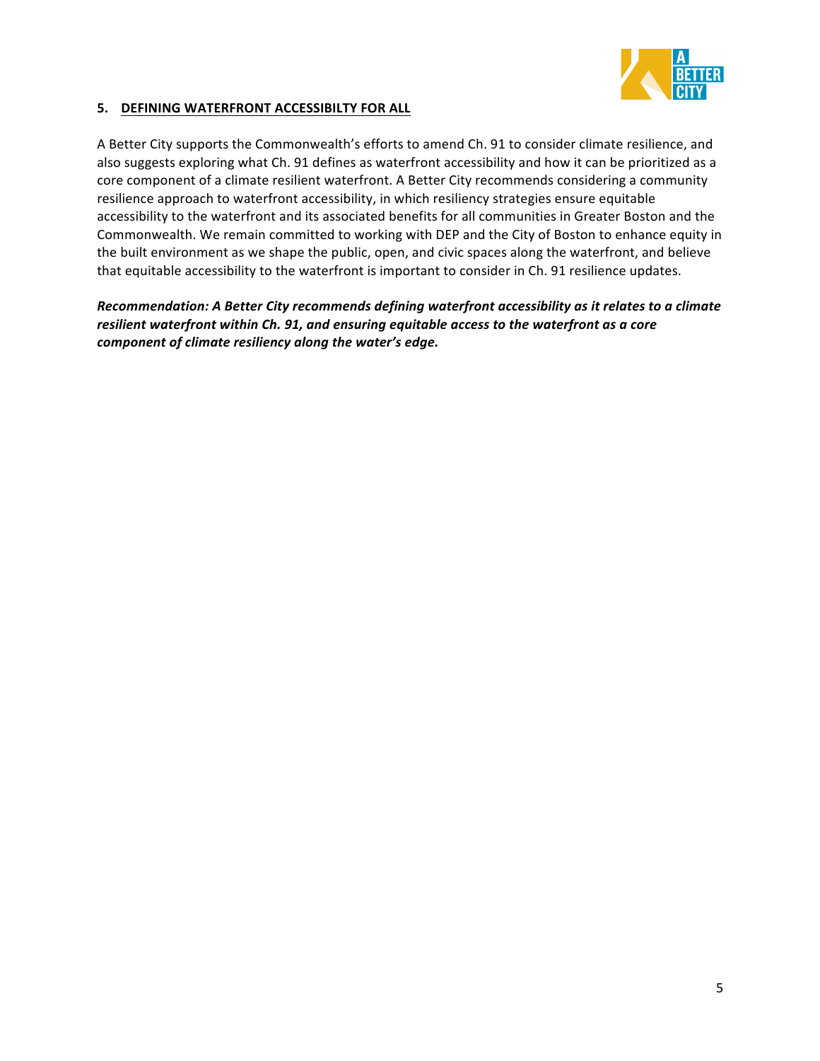## 5. DEFINING WATERFRONT ACCESSIBILTY FOR ALL

A Better City supports the Commonwealth's efforts to amend Ch. 91 to consider climate resilience, and also suggests exploring what Ch. 91 defines as waterfront accessibility and how it can be prioritized as a core component of a climate resilient waterfront. A Better City recommends considering a community resilience approach to waterfront accessibility, in which resiliency strategies ensure equitable accessibility to the waterfront and its associated benefits for all communities in Greater Boston and the Commonwealth. We remain committed to working with DEP and the City of Boston to enhance equity in the built environment as we shape the public, open, and civic spaces along the waterfront, and believe that equitable accessibility to the waterfront is important to consider in Ch. 91 resilience updates.

***Recommendation: A Better City recommends defining waterfront accessibility as it relates to a climate resilient waterfront within Ch. 91, and ensuring equitable access to the waterfront as a core component of climate resiliency along the water's edge.***